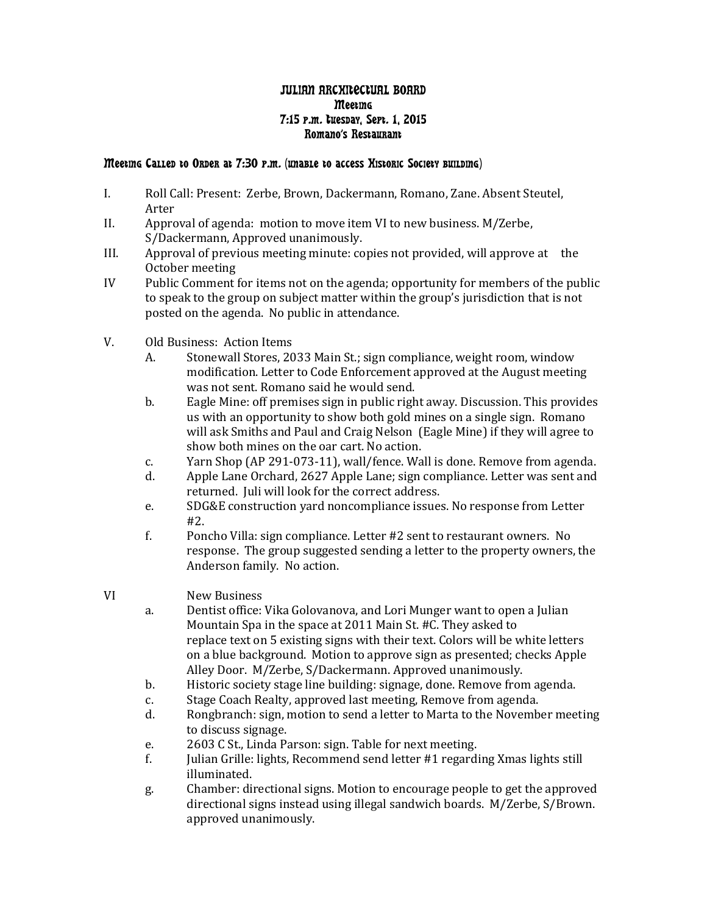# JULIAN ARCHITECTURAL BOARD
## Meeting
## 7:15 p.m. Tuesday, Sept. 1, 2015
## Romano's Restaurant

**Meeting Called to Order at 7:30 p.m. (unable to access Historic Society building)**

I. Roll Call: Present: Zerbe, Brown, Dackermann, Romano, Zane. Absent Steutel, Arter

II. Approval of agenda: motion to move item VI to new business. M/Zerbe, S/Dackermann, Approved unanimously.

III. Approval of previous meeting minute: copies not provided, will approve at the October meeting

IV Public Comment for items not on the agenda; opportunity for members of the public to speak to the group on subject matter within the group's jurisdiction that is not posted on the agenda. No public in attendance.

V. Old Business: Action Items

A. Stonewall Stores, 2033 Main St.; sign compliance, weight room, window modification. Letter to Code Enforcement approved at the August meeting was not sent. Romano said he would send.

b. Eagle Mine: off premises sign in public right away. Discussion. This provides us with an opportunity to show both gold mines on a single sign. Romano will ask Smiths and Paul and Craig Nelson (Eagle Mine) if they will agree to show both mines on the oar cart. No action.

c. Yarn Shop (AP 291-073-11), wall/fence. Wall is done. Remove from agenda.

d. Apple Lane Orchard, 2627 Apple Lane; sign compliance. Letter was sent and returned. Juli will look for the correct address.

e. SDG&E construction yard noncompliance issues. No response from Letter #2.

f. Poncho Villa: sign compliance. Letter #2 sent to restaurant owners. No response. The group suggested sending a letter to the property owners, the Anderson family. No action.

VI New Business

a. Dentist office: Vika Golovanova, and Lori Munger want to open a Julian Mountain Spa in the space at 2011 Main St. #C. They asked to replace text on 5 existing signs with their text. Colors will be white letters on a blue background. Motion to approve sign as presented; checks Apple Alley Door. M/Zerbe, S/Dackermann. Approved unanimously.

b. Historic society stage line building: signage, done. Remove from agenda.

c. Stage Coach Realty, approved last meeting, Remove from agenda.

d. Rongbranch: sign, motion to send a letter to Marta to the November meeting to discuss signage.

e. 2603 C St., Linda Parson: sign. Table for next meeting.

f. Julian Grille: lights, Recommend send letter #1 regarding Xmas lights still illuminated.

g. Chamber: directional signs. Motion to encourage people to get the approved directional signs instead using illegal sandwich boards. M/Zerbe, S/Brown. approved unanimously.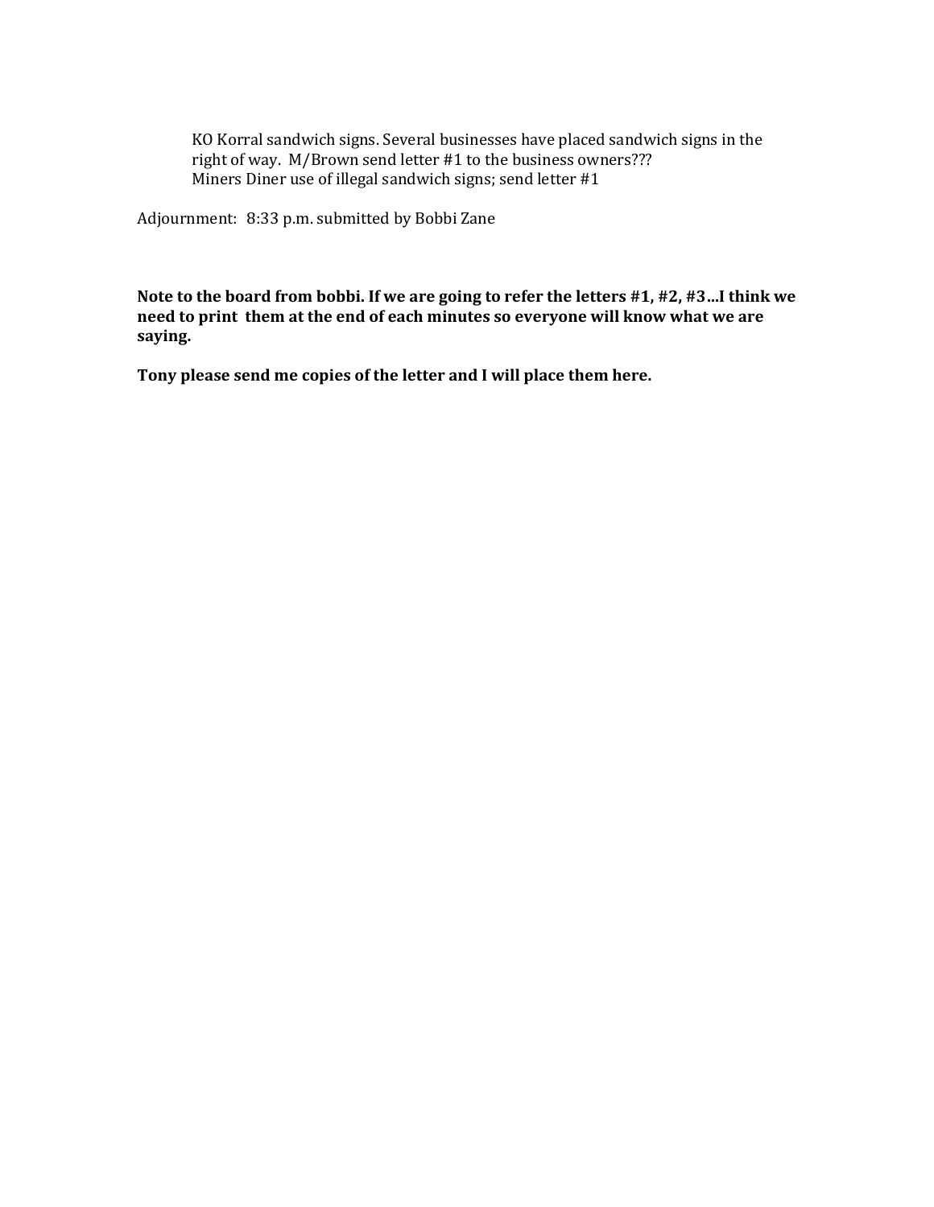KO Korral sandwich signs. Several businesses have placed sandwich signs in the right of way. M/Brown send letter #1 to the business owners???
Miners Diner use of illegal sandwich signs; send letter #1

Adjournment: 8:33 p.m. submitted by Bobbi Zane

**Note to the board from bobbi. If we are going to refer the letters #1, #2, #3…I think we need to print them at the end of each minutes so everyone will know what we are saying.**

**Tony please send me copies of the letter and I will place them here.**